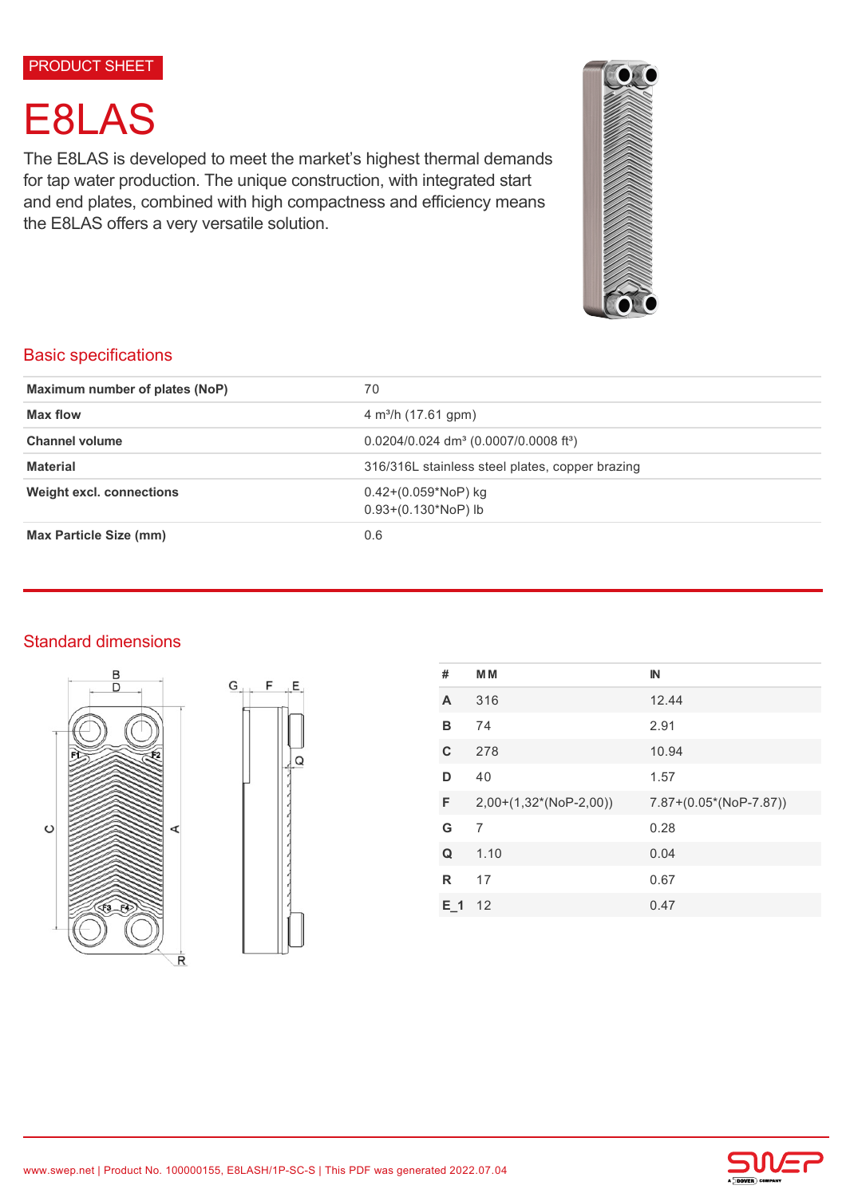PRODUCT SHEET

# E8LAS

The E8LAS is developed to meet the market's highest thermal demands for tap water production. The unique construction, with integrated start and end plates, combined with high compactness and efficiency means the E8LAS offers a very versatile solution.

## Basic specifications

| | |
|---|---|
| **Maximum number of plates (NoP)** | 70 |
| **Max flow** | 4 m³/h (17.61 gpm) |
| **Channel volume** | 0.0204/0.024 dm³ (0.0007/0.0008 ft³) |
| **Material** | 316/316L stainless steel plates, copper brazing |
| **Weight excl. connections** | 0.42+(0.059*NoP) kg<br>0.93+(0.130*NoP) lb |
| **Max Particle Size (mm)** | 0.6 |

## Standard dimensions

| # | MM | IN |
|---|---|---|
| **A** | 316 | 12.44 |
| **B** | 74 | 2.91 |
| **C** | 278 | 10.94 |
| **D** | 40 | 1.57 |
| **F** | 2,00+(1,32*(NoP-2,00)) | 7.87+(0.05*(NoP-7.87)) |
| **G** | 7 | 0.28 |
| **Q** | 1.10 | 0.04 |
| **R** | 17 | 0.67 |
| **E_1** | 12 | 0.47 |

www.swep.net | Product No. 100000155, E8LASH/1P-SC-S | This PDF was generated 2022.07.04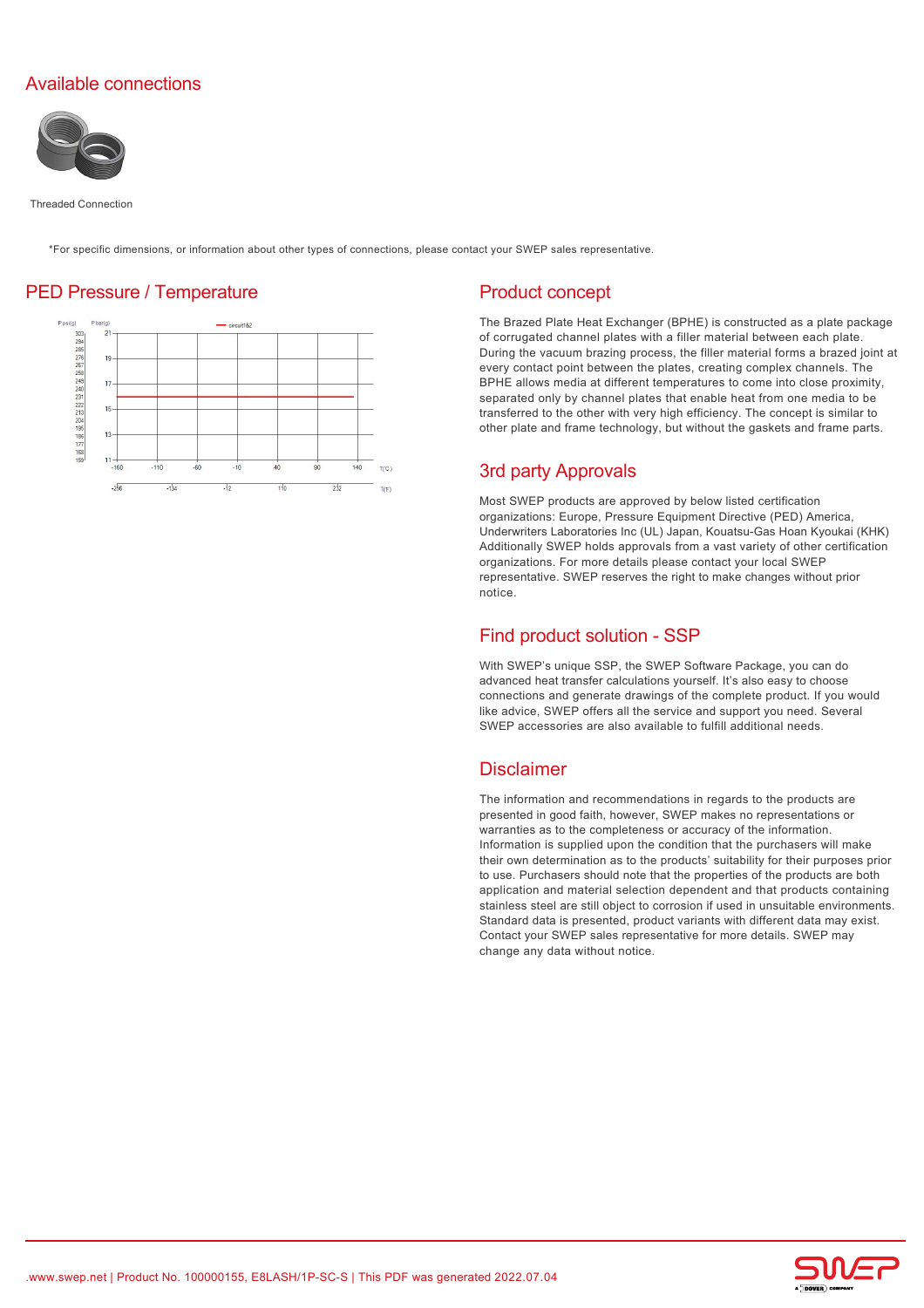## Available connections

Threaded Connection

*For specific dimensions, or information about other types of connections, please contact your SWEP sales representative.

## PED Pressure / Temperature

P psi(g) P bar(g)

circuit1&2

303 294 285 276 267 258 249 240 231 222 213 204 195 186 177 168 159

21 19 17 15 13 11

-160 -110 -60 -10 40 90 140 T(°C)

-256 -134 -12 110 232 T(°F)

## Product concept

The Brazed Plate Heat Exchanger (BPHE) is constructed as a plate package of corrugated channel plates with a filler material between each plate. During the vacuum brazing process, the filler material forms a brazed joint at every contact point between the plates, creating complex channels. The BPHE allows media at different temperatures to come into close proximity, separated only by channel plates that enable heat from one media to be transferred to the other with very high efficiency. The concept is similar to other plate and frame technology, but without the gaskets and frame parts.

## 3rd party Approvals

Most SWEP products are approved by below listed certification organizations: Europe, Pressure Equipment Directive (PED) America, Underwriters Laboratories Inc (UL) Japan, Kouatsu-Gas Hoan Kyoukai (KHK) Additionally SWEP holds approvals from a vast variety of other certification organizations. For more details please contact your local SWEP representative. SWEP reserves the right to make changes without prior notice.

## Find product solution - SSP

With SWEP's unique SSP, the SWEP Software Package, you can do advanced heat transfer calculations yourself. It's also easy to choose connections and generate drawings of the complete product. If you would like advice, SWEP offers all the service and support you need. Several SWEP accessories are also available to fulfill additional needs.

## Disclaimer

The information and recommendations in regards to the products are presented in good faith, however, SWEP makes no representations or warranties as to the completeness or accuracy of the information. Information is supplied upon the condition that the purchasers will make their own determination as to the products' suitability for their purposes prior to use. Purchasers should note that the properties of the products are both application and material selection dependent and that products containing stainless steel are still object to corrosion if used in unsuitable environments. Standard data is presented, product variants with different data may exist. Contact your SWEP sales representative for more details. SWEP may change any data without notice.

.www.swep.net | Product No. 100000155, E8LASH/1P-SC-S | This PDF was generated 2022.07.04